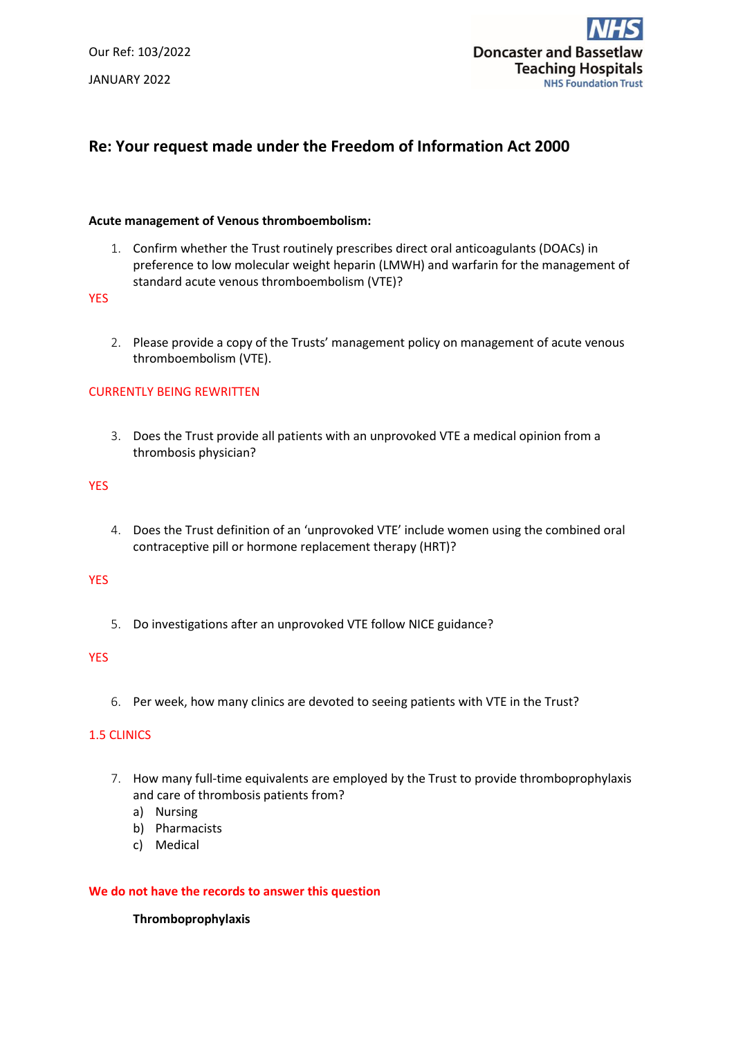Our Ref: 103/2022

JANUARY 2022

Doncaster and Bassetlaw Teaching Hospitals
NHS Foundation Trust

## Re: Your request made under the Freedom of Information Act 2000

**Acute management of Venous thromboembolism:**

1. Confirm whether the Trust routinely prescribes direct oral anticoagulants (DOACs) in preference to low molecular weight heparin (LMWH) and warfarin for the management of standard acute venous thromboembolism (VTE)?

YES

2. Please provide a copy of the Trusts' management policy on management of acute venous thromboembolism (VTE).

CURRENTLY BEING REWRITTEN

3. Does the Trust provide all patients with an unprovoked VTE a medical opinion from a thrombosis physician?

YES

4. Does the Trust definition of an 'unprovoked VTE' include women using the combined oral contraceptive pill or hormone replacement therapy (HRT)?

YES

5. Do investigations after an unprovoked VTE follow NICE guidance?

YES

6. Per week, how many clinics are devoted to seeing patients with VTE in the Trust?

1.5 CLINICS

7. How many full-time equivalents are employed by the Trust to provide thromboprophylaxis and care of thrombosis patients from?
   a) Nursing
   b) Pharmacists
   c) Medical

**We do not have the records to answer this question**

**Thromboprophylaxis**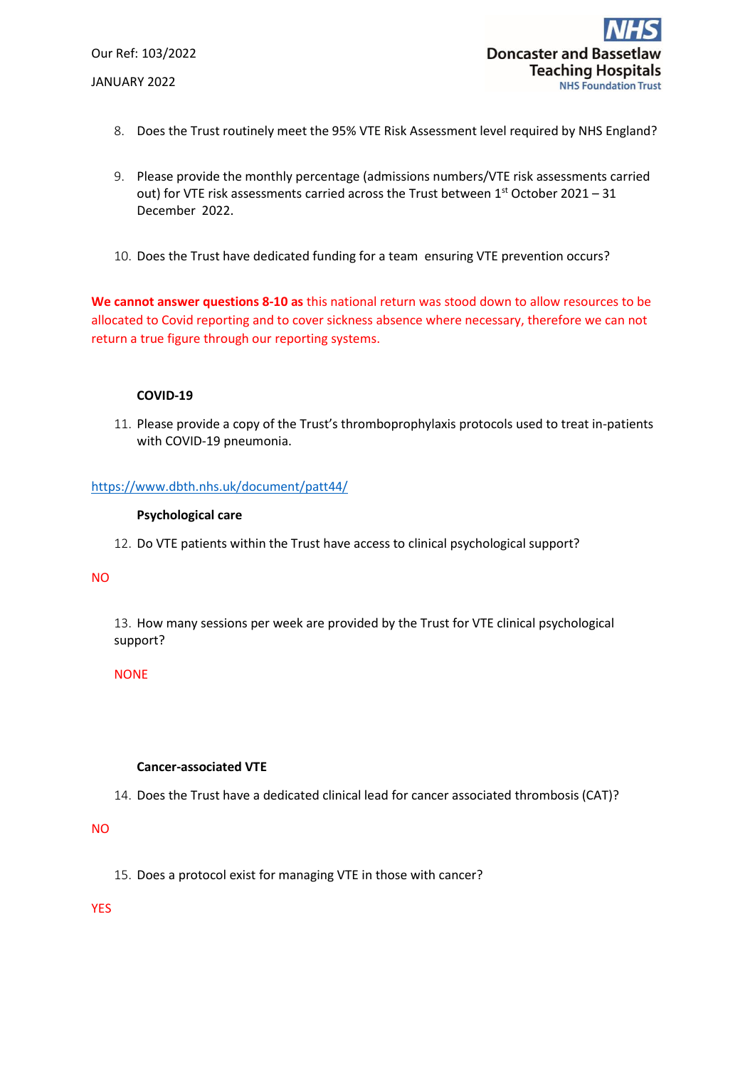8. Does the Trust routinely meet the 95% VTE Risk Assessment level required by NHS England?

9. Please provide the monthly percentage (admissions numbers/VTE risk assessments carried out) for VTE risk assessments carried across the Trust between 1st October 2021 – 31 December 2022.

10. Does the Trust have dedicated funding for a team ensuring VTE prevention occurs?

**We cannot answer questions 8-10 as** this national return was stood down to allow resources to be allocated to Covid reporting and to cover sickness absence where necessary, therefore we can not return a true figure through our reporting systems.

**COVID-19**

11. Please provide a copy of the Trust's thromboprophylaxis protocols used to treat in-patients with COVID-19 pneumonia.

https://www.dbth.nhs.uk/document/patt44/

**Psychological care**

12. Do VTE patients within the Trust have access to clinical psychological support?

NO

13. How many sessions per week are provided by the Trust for VTE clinical psychological support?

NONE

**Cancer-associated VTE**

14. Does the Trust have a dedicated clinical lead for cancer associated thrombosis (CAT)?

NO

15. Does a protocol exist for managing VTE in those with cancer?

YES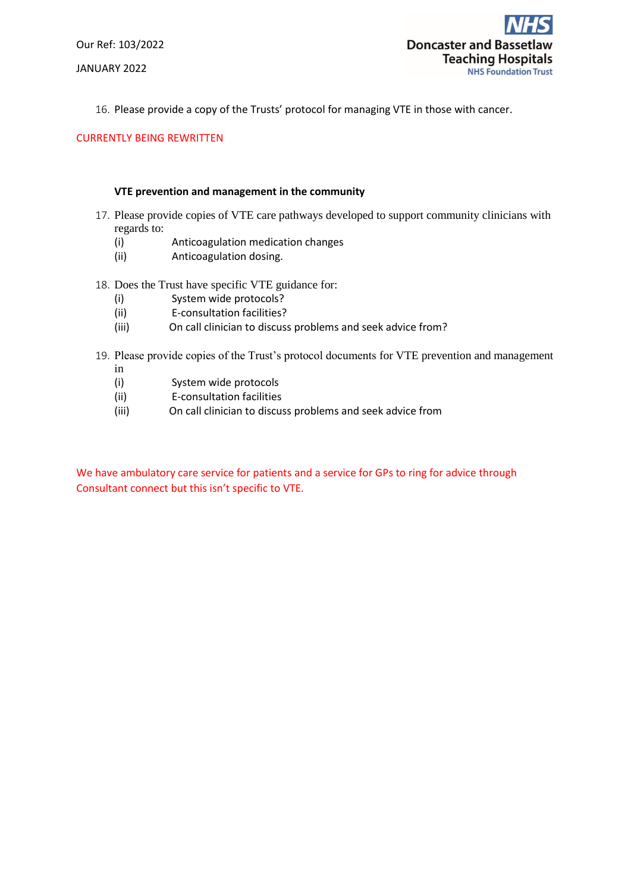16. Please provide a copy of the Trusts' protocol for managing VTE in those with cancer.

CURRENTLY BEING REWRITTEN

**VTE prevention and management in the community**

17. Please provide copies of VTE care pathways developed to support community clinicians with regards to:
    - (i) Anticoagulation medication changes
    - (ii) Anticoagulation dosing.

18. Does the Trust have specific VTE guidance for:
    - (i) System wide protocols?
    - (ii) E-consultation facilities?
    - (iii) On call clinician to discuss problems and seek advice from?

19. Please provide copies of the Trust's protocol documents for VTE prevention and management in
    - (i) System wide protocols
    - (ii) E-consultation facilities
    - (iii) On call clinician to discuss problems and seek advice from

We have ambulatory care service for patients and a service for GPs to ring for advice through Consultant connect but this isn't specific to VTE.